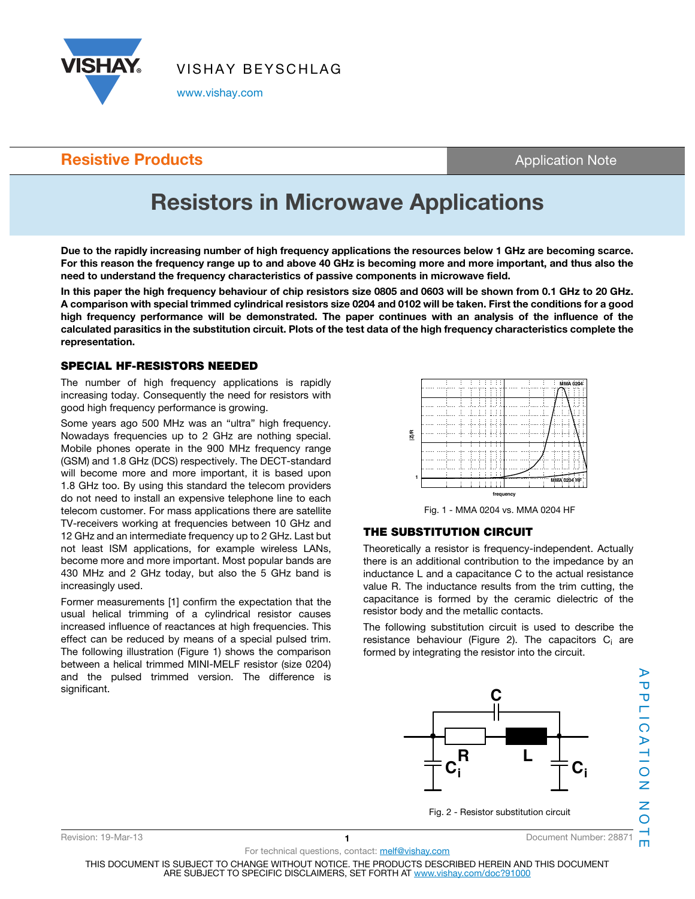Resistive Products

Application Note

# Resistors in Microwave Applications

**Due to the rapidly increasing number of high frequency applications the resources below 1 GHz are becoming scarce. For this reason the frequency range up to and above 40 GHz is becoming more and more important, and thus also the need to understand the frequency characteristics of passive components in microwave field.**

**In this paper the high frequency behaviour of chip resistors size 0805 and 0603 will be shown from 0.1 GHz to 20 GHz. A comparison with special trimmed cylindrical resistors size 0204 and 0102 will be taken. First the conditions for a good high frequency performance will be demonstrated. The paper continues with an analysis of the influence of the calculated parasitics in the substitution circuit. Plots of the test data of the high frequency characteristics complete the representation.**

## SPECIAL HF-RESISTORS NEEDED

The number of high frequency applications is rapidly increasing today. Consequently the need for resistors with good high frequency performance is growing.

Some years ago 500 MHz was an "ultra" high frequency. Nowadays frequencies up to 2 GHz are nothing special. Mobile phones operate in the 900 MHz frequency range (GSM) and 1.8 GHz (DCS) respectively. The DECT-standard will become more and more important, it is based upon 1.8 GHz too. By using this standard the telecom providers do not need to install an expensive telephone line to each telecom customer. For mass applications there are satellite TV-receivers working at frequencies between 10 GHz and 12 GHz and an intermediate frequency up to 2 GHz. Last but not least ISM applications, for example wireless LANs, become more and more important. Most popular bands are 430 MHz and 2 GHz today, but also the 5 GHz band is increasingly used.

Former measurements [1] confirm the expectation that the usual helical trimming of a cylindrical resistor causes increased influence of reactances at high frequencies. This effect can be reduced by means of a special pulsed trim. The following illustration (Figure 1) shows the comparison between a helical trimmed MINI-MELF resistor (size 0204) and the pulsed trimmed version. The difference is significant.

Fig. 1 - MMA 0204 vs. MMA 0204 HF

## THE SUBSTITUTION CIRCUIT

Theoretically a resistor is frequency-independent. Actually there is an additional contribution to the impedance by an inductance L and a capacitance C to the actual resistance value R. The inductance results from the trim cutting, the capacitance is formed by the ceramic dielectric of the resistor body and the metallic contacts.

The following substitution circuit is used to describe the resistance behaviour (Figure 2). The capacitors $C_i$ are formed by integrating the resistor into the circuit.

Fig. 2 - Resistor substitution circuit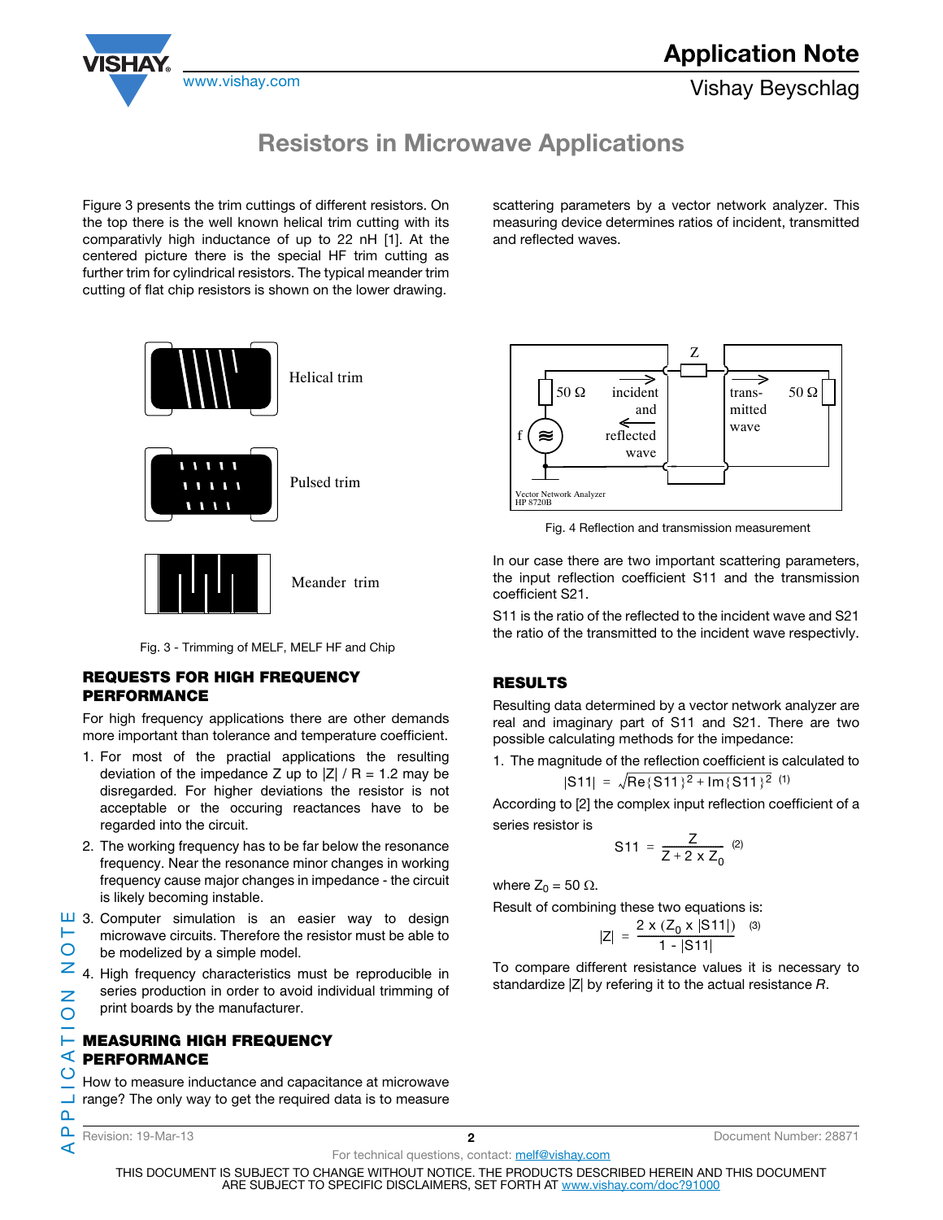Figure 3 presents the trim cuttings of different resistors. On the top there is the well known helical trim cutting with its comparativly high inductance of up to 22 nH [1]. At the centered picture there is the special HF trim cutting as further trim for cylindrical resistors. The typical meander trim cutting of flat chip resistors is shown on the lower drawing.

Helical trim

Pulsed trim

Meander trim

Fig. 3 - Trimming of MELF, MELF HF and Chip

## REQUESTS FOR HIGH FREQUENCY PERFORMANCE

For high frequency applications there are other demands more important than tolerance and temperature coefficient.

1. For most of the practial applications the resulting deviation of the impedance Z up to $|Z| / R = 1.2$ may be disregarded. For higher deviations the resistor is not acceptable or the occuring reactances have to be regarded into the circuit.
2. The working frequency has to be far below the resonance frequency. Near the resonance minor changes in working frequency cause major changes in impedance - the circuit is likely becoming instable.
3. Computer simulation is an easier way to design microwave circuits. Therefore the resistor must be able to be modelized by a simple model.
4. High frequency characteristics must be reproducible in series production in order to avoid individual trimming of print boards by the manufacturer.

## MEASURING HIGH FREQUENCY PERFORMANCE

How to measure inductance and capacitance at microwave range? The only way to get the required data is to measure scattering parameters by a vector network analyzer. This measuring device determines ratios of incident, transmitted and reflected waves.

Z, 50 Ω, incident and reflected wave, trans-mitted wave, 50 Ω, f, Vector Network Analyzer HP 8720B

Fig. 4 Reflection and transmission measurement

In our case there are two important scattering parameters, the input reflection coefficient S11 and the transmission coefficient S21.

S11 is the ratio of the reflected to the incident wave and S21 the ratio of the transmitted to the incident wave respectivly.

## RESULTS

Resulting data determined by a vector network analyzer are real and imaginary part of S11 and S21. There are two possible calculating methods for the impedance:

1. The magnitude of the reflection coefficient is calculated to

$$|S11| = \sqrt{\mathrm{Re}\{S11\}^2 + \mathrm{Im}\{S11\}^2} \quad (1)$$

According to [2] the complex input reflection coefficient of a series resistor is

$$S11 = \frac{Z}{Z + 2 \times Z_0} \quad (2)$$

where $Z_0 = 50\ \Omega$.

Result of combining these two equations is:

$$|Z| = \frac{2 \times (Z_0 \times |S11|)}{1 - |S11|} \quad (3)$$

To compare different resistance values it is necessary to standardize |Z| by refering it to the actual resistance *R*.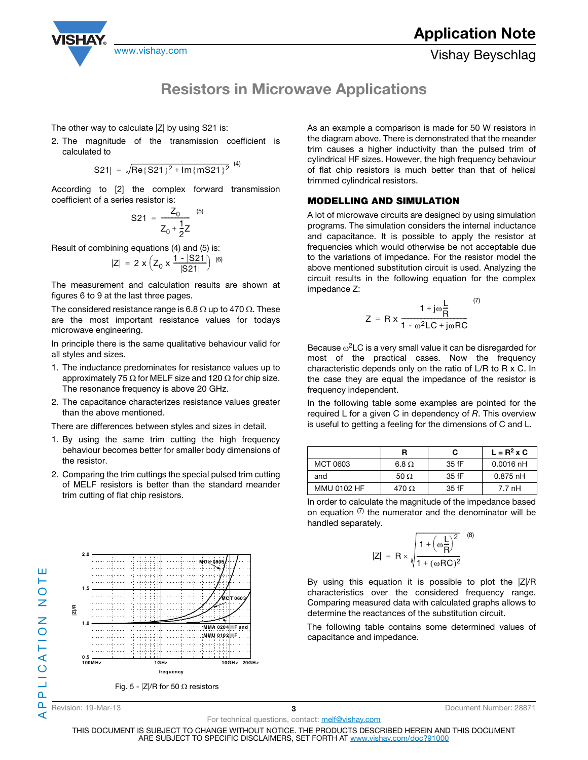The other way to calculate |Z| by using S21 is:

2. The magnitude of the transmission coefficient is calculated to

$$|S21| = \sqrt{Re\{S21\}^2 + Im\{mS21\}^2} \quad (4)$$

According to [2] the complex forward transmission coefficient of a series resistor is:

$$S21 = \frac{Z_0}{Z_0 + \frac{1}{2}Z} \quad (5)$$

Result of combining equations (4) and (5) is:

$$|Z| = 2 \times \left(Z_0 \times \frac{1 - |S21|}{|S21|}\right) \quad (6)$$

The measurement and calculation results are shown at figures 6 to 9 at the last three pages.

The considered resistance range is 6.8 Ω up to 470 Ω. These are the most important resistance values for todays microwave engineering.

In principle there is the same qualitative behaviour valid for all styles and sizes.

1. The inductance predominates for resistance values up to approximately 75 Ω for MELF size and 120 Ω for chip size. The resonance frequency is above 20 GHz.
2. The capacitance characterizes resistance values greater than the above mentioned.

There are differences between styles and sizes in detail.

1. By using the same trim cutting the high frequency behaviour becomes better for smaller body dimensions of the resistor.
2. Comparing the trim cuttings the special pulsed trim cutting of MELF resistors is better than the standard meander trim cutting of flat chip resistors.

Fig. 5 - |Z|/R for 50 Ω resistors

As an example a comparison is made for 50 W resistors in the diagram above. There is demonstrated that the meander trim causes a higher inductivity than the pulsed trim of cylindrical HF sizes. However, the high frequency behaviour of flat chip resistors is much better than that of helical trimmed cylindrical resistors.

## MODELLING AND SIMULATION

A lot of microwave circuits are designed by using simulation programs. The simulation considers the internal inductance and capacitance. It is possible to apply the resistor at frequencies which would otherwise be not acceptable due to the variations of impedance. For the resistor model the above mentioned substitution circuit is used. Analyzing the circuit results in the following equation for the complex impedance Z:

$$Z = R \times \frac{1 + j\omega\frac{L}{R}}{1 - \omega^2 LC + j\omega RC} \quad (7)$$

Because $\omega^2 LC$ is a very small value it can be disregarded for most of the practical cases. Now the frequency characteristic depends only on the ratio of L/R to R x C. In the case they are equal the impedance of the resistor is frequency independent.

In the following table some examples are pointed for the required L for a given C in dependency of *R*. This overview is useful to getting a feeling for the dimensions of C and L.

| | R | C | $L = R^2 \times C$ |
|---|---|---|---|
| MCT 0603 | 6.8 Ω | 35 fF | 0.0016 nH |
| and | 50 Ω | 35 fF | 0.875 nH |
| MMU 0102 HF | 470 Ω | 35 fF | 7.7 nH |

In order to calculate the magnitude of the impedance based on equation (7) the numerator and the denominator will be handled separately.

$$|Z| = R \times \sqrt{\frac{1 + \left(\omega\frac{L}{R}\right)^2}{1 + (\omega RC)^2}} \quad (8)$$

By using this equation it is possible to plot the |Z|/R characteristics over the considered frequency range. Comparing measured data with calculated graphs allows to determine the reactances of the substitution circuit.

The following table contains some determined values of capacitance and impedance.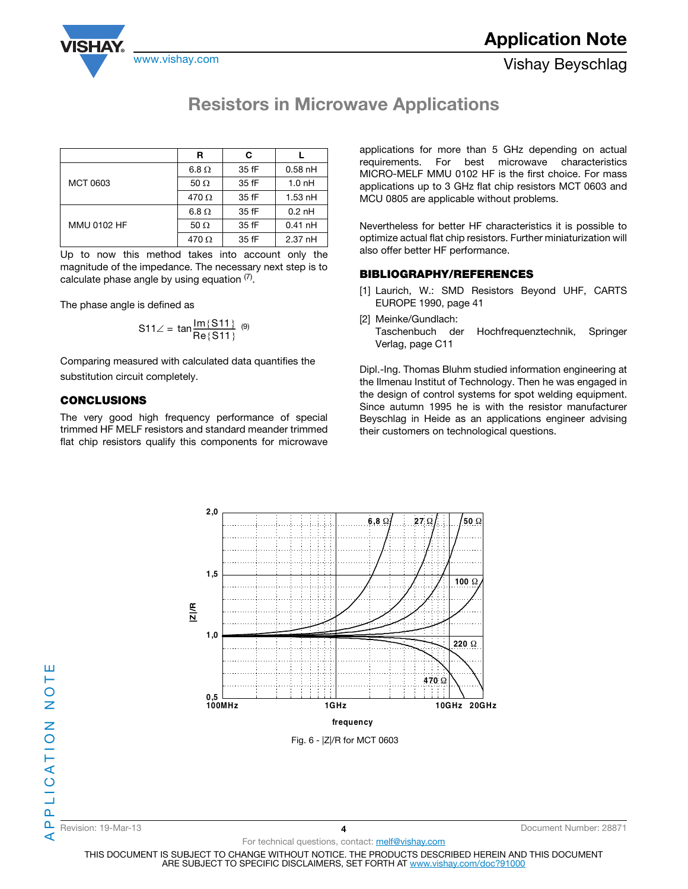|  | R | C | L |
|---|---|---|---|
| MCT 0603 | 6.8 Ω | 35 fF | 0.58 nH |
|  | 50 Ω | 35 fF | 1.0 nH |
|  | 470 Ω | 35 fF | 1.53 nH |
| MMU 0102 HF | 6.8 Ω | 35 fF | 0.2 nH |
|  | 50 Ω | 35 fF | 0.41 nH |
|  | 470 Ω | 35 fF | 2.37 nH |

Up to now this method takes into account only the magnitude of the impedance. The necessary next step is to calculate phase angle by using equation (7).

The phase angle is defined as

$$S11\angle = \tan\frac{Im\{S11\}}{Re\{S11\}} \quad (9)$$

Comparing measured with calculated data quantifies the substitution circuit completely.

## CONCLUSIONS

The very good high frequency performance of special trimmed HF MELF resistors and standard meander trimmed flat chip resistors qualify this components for microwave applications for more than 5 GHz depending on actual requirements. For best microwave characteristics MICRO-MELF MMU 0102 HF is the first choice. For mass applications up to 3 GHz flat chip resistors MCT 0603 and MCU 0805 are applicable without problems.

Nevertheless for better HF characteristics it is possible to optimize actual flat chip resistors. Further miniaturization will also offer better HF performance.

## BIBLIOGRAPHY/REFERENCES

[1] Laurich, W.: SMD Resistors Beyond UHF, CARTS EUROPE 1990, page 41

[2] Meinke/Gundlach: Taschenbuch der Hochfrequenztechnik, Springer Verlag, page C11

Dipl.-Ing. Thomas Bluhm studied information engineering at the Ilmenau Institut of Technology. Then he was engaged in the design of control systems for spot welding equipment. Since autumn 1995 he is with the resistor manufacturer Beyschlag in Heide as an applications engineer advising their customers on technological questions.

Fig. 6 - |Z|/R for MCT 0603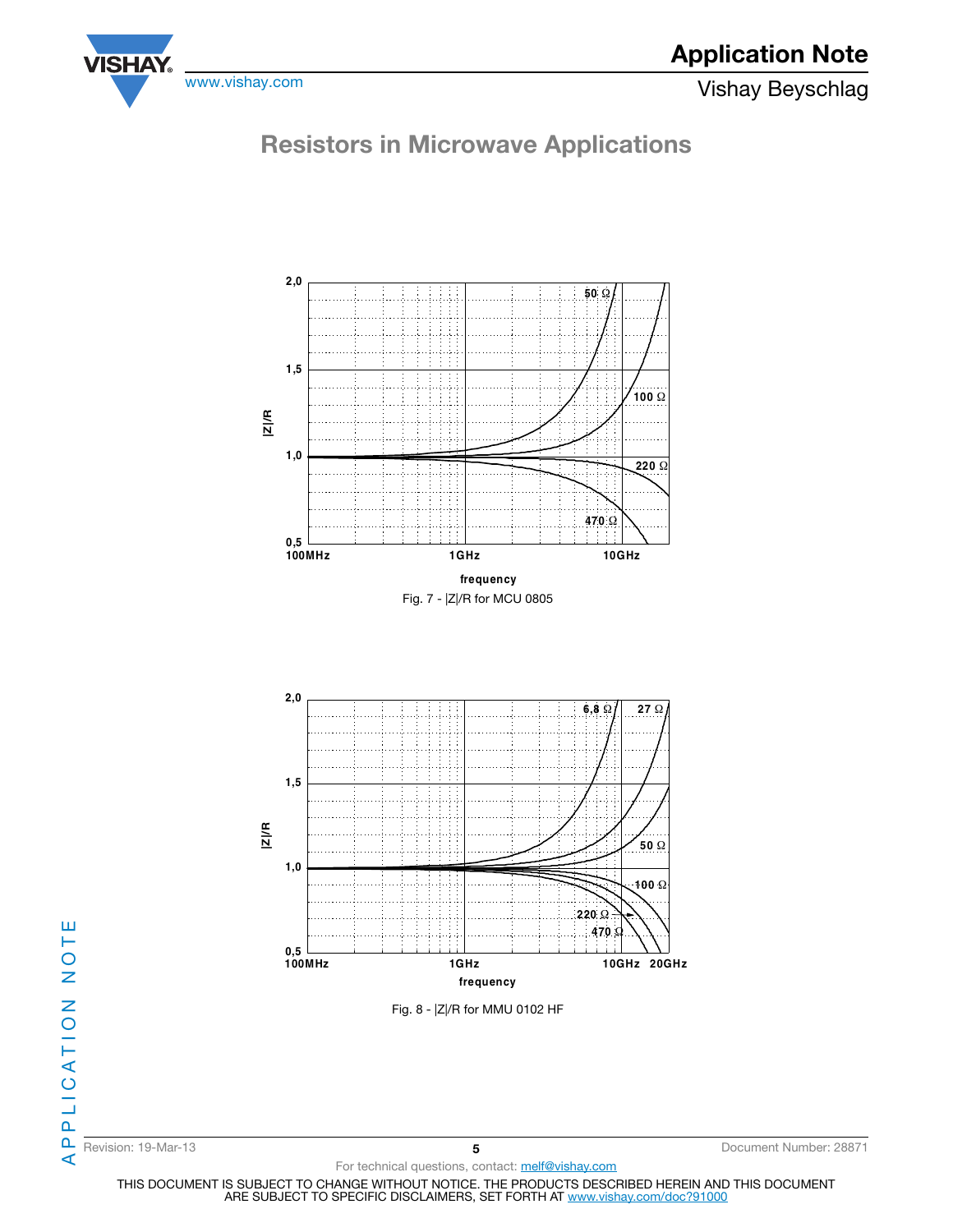# Resistors in Microwave Applications

Fig. 7 - |Z|/R for MCU 0805

Fig. 8 - |Z|/R for MMU 0102 HF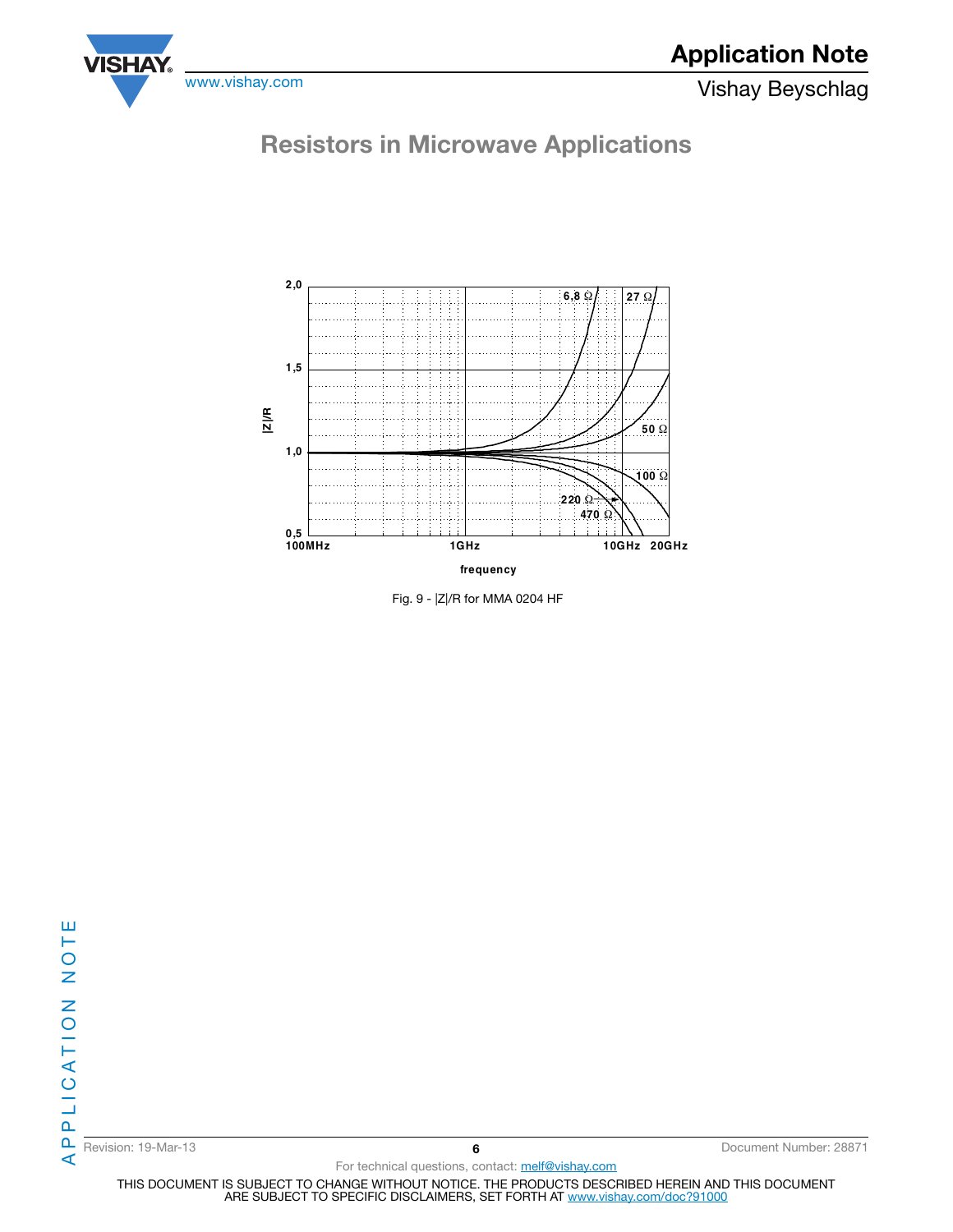# Resistors in Microwave Applications

2,0

1,5

1,0

0,5

|Z|/R

6,8 Ω

27 Ω

50 Ω

100 Ω

220 Ω

470 Ω

100MHz

1GHz

10GHz

20GHz

frequency

Fig. 9 - |Z|/R for MMA 0204 HF